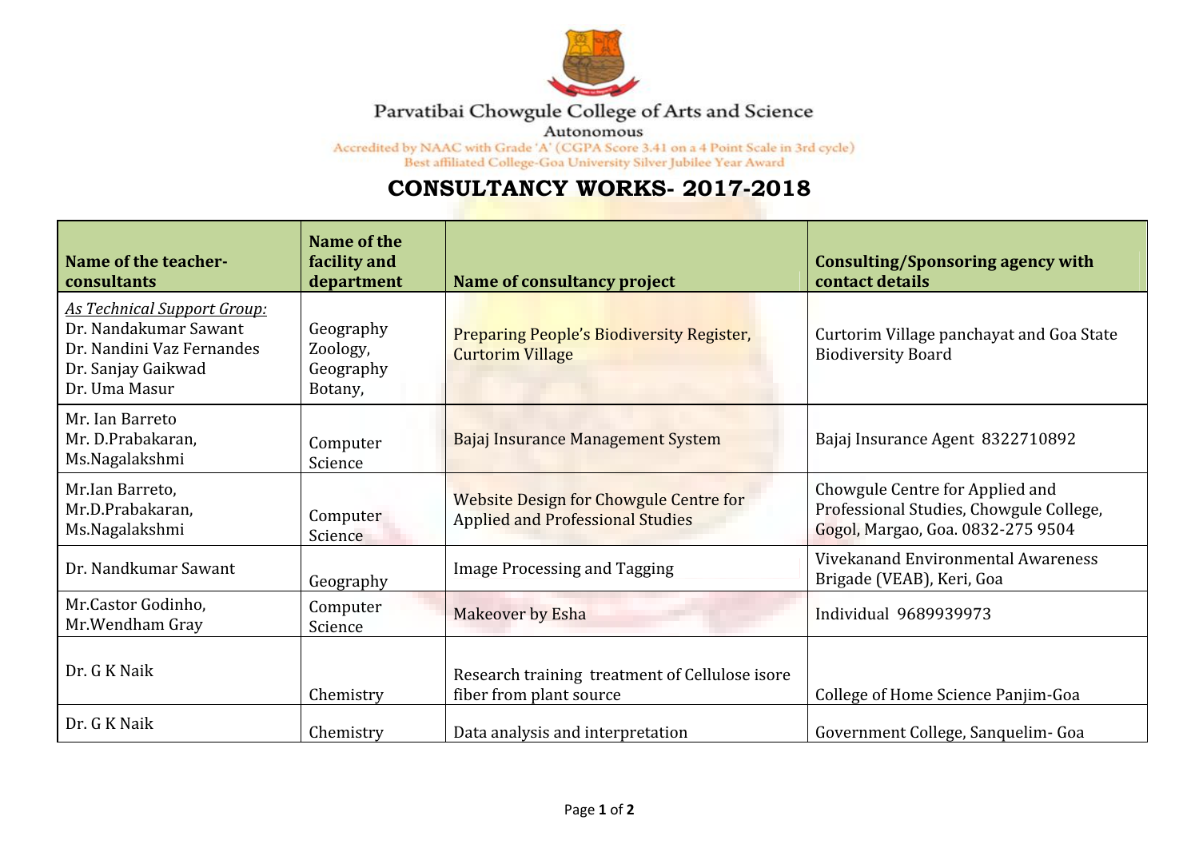Parvatibai Chowgule College of Arts and Science

Autonomous

Accredited by NAAC with Grade 'A' (CGPA Score 3.41 on a 4 Point Scale in 3rd cycle)

Best affiliated College-Goa University Silver Jubilee Year Award

# CONSULTANCY WORKS- 2017-2018

| Name of the teacher-consultants | Name of the facility and department | Name of consultancy project | Consulting/Sponsoring agency with contact details |
|---|---|---|---|
| *As Technical Support Group:*<br>Dr. Nandakumar Sawant<br>Dr. Nandini Vaz Fernandes<br>Dr. Sanjay Gaikwad<br>Dr. Uma Masur | Geography<br>Zoology,<br>Geography<br>Botany, | Preparing People's Biodiversity Register, Curtorim Village | Curtorim Village panchayat and Goa State Biodiversity Board |
| Mr. Ian Barreto<br>Mr. D.Prabakaran,<br>Ms.Nagalakshmi | Computer Science | Bajaj Insurance Management System | Bajaj Insurance Agent 8322710892 |
| Mr.Ian Barreto,<br>Mr.D.Prabakaran,<br>Ms.Nagalakshmi | Computer Science | Website Design for Chowgule Centre for Applied and Professional Studies | Chowgule Centre for Applied and Professional Studies, Chowgule College, Gogol, Margao, Goa. 0832-275 9504 |
| Dr. Nandkumar Sawant | Geography | Image Processing and Tagging | Vivekanand Environmental Awareness Brigade (VEAB), Keri, Goa |
| Mr.Castor Godinho,<br>Mr.Wendham Gray | Computer Science | Makeover by Esha | Individual 9689939973 |
| Dr. G K Naik | Chemistry | Research training treatment of Cellulose isore fiber from plant source | College of Home Science Panjim-Goa |
| Dr. G K Naik | Chemistry | Data analysis and interpretation | Government College, Sanquelim- Goa |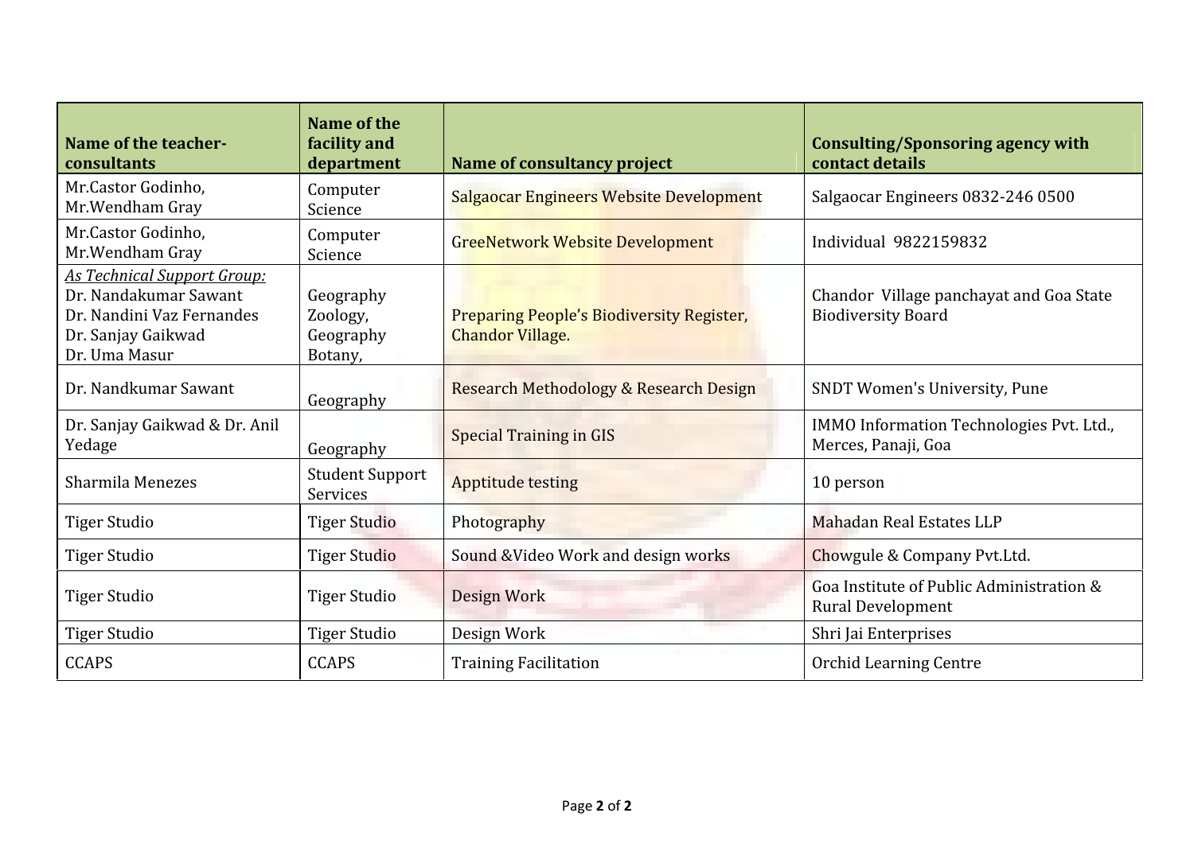| Name of the teacher-consultants | Name of the facility and department | Name of consultancy project | Consulting/Sponsoring agency with contact details |
|---|---|---|---|
| Mr.Castor Godinho, Mr.Wendham Gray | Computer Science | Salgaocar Engineers Website Development | Salgaocar Engineers 0832-246 0500 |
| Mr.Castor Godinho, Mr.Wendham Gray | Computer Science | GreeNetwork Website Development | Individual 9822159832 |
| *As Technical Support Group:* Dr. Nandakumar Sawant Dr. Nandini Vaz Fernandes Dr. Sanjay Gaikwad Dr. Uma Masur | Geography Zoology, Geography Botany, | Preparing People's Biodiversity Register, Chandor Village. | Chandor Village panchayat and Goa State Biodiversity Board |
| Dr. Nandkumar Sawant | Geography | Research Methodology & Research Design | SNDT Women's University, Pune |
| Dr. Sanjay Gaikwad & Dr. Anil Yedage | Geography | Special Training in GIS | IMMO Information Technologies Pvt. Ltd., Merces, Panaji, Goa |
| Sharmila Menezes | Student Support Services | Apptitude testing | 10 person |
| Tiger Studio | Tiger Studio | Photography | Mahadan Real Estates LLP |
| Tiger Studio | Tiger Studio | Sound &Video Work and design works | Chowgule & Company Pvt.Ltd. |
| Tiger Studio | Tiger Studio | Design Work | Goa Institute of Public Administration & Rural Development |
| Tiger Studio | Tiger Studio | Design Work | Shri Jai Enterprises |
| CCAPS | CCAPS | Training Facilitation | Orchid Learning Centre |